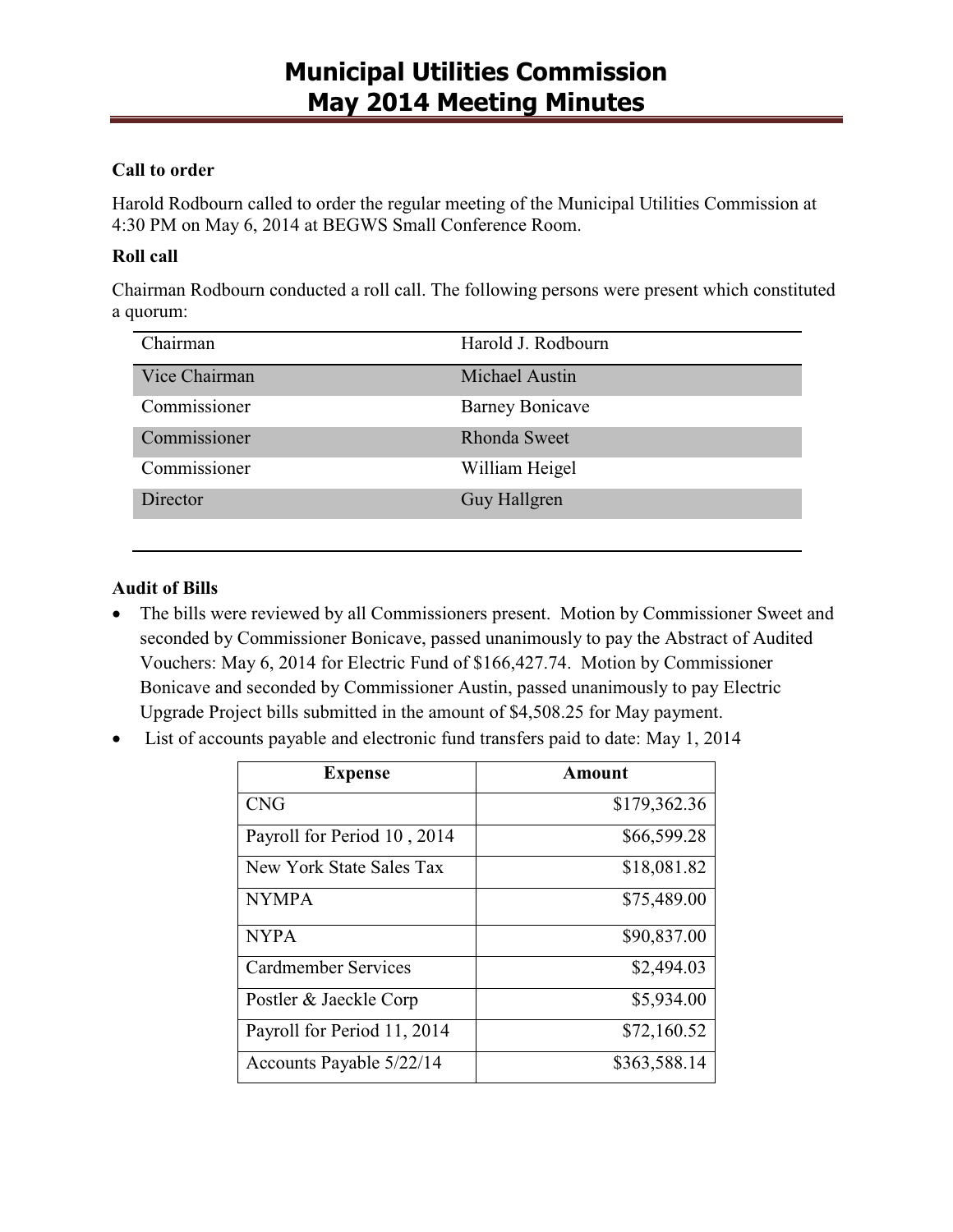# Municipal Utilities Commission
# May 2014 Meeting Minutes

**Call to order**

Harold Rodbourn called to order the regular meeting of the Municipal Utilities Commission at 4:30 PM on May 6, 2014 at BEGWS Small Conference Room.

**Roll call**

Chairman Rodbourn conducted a roll call. The following persons were present which constituted a quorum:

| | |
|---|---|
| Chairman | Harold J. Rodbourn |
| Vice Chairman | Michael Austin |
| Commissioner | Barney Bonicave |
| Commissioner | Rhonda Sweet |
| Commissioner | William Heigel |
| Director | Guy Hallgren |

**Audit of Bills**

- The bills were reviewed by all Commissioners present. Motion by Commissioner Sweet and seconded by Commissioner Bonicave, passed unanimously to pay the Abstract of Audited Vouchers: May 6, 2014 for Electric Fund of $166,427.74. Motion by Commissioner Bonicave and seconded by Commissioner Austin, passed unanimously to pay Electric Upgrade Project bills submitted in the amount of $4,508.25 for May payment.
- List of accounts payable and electronic fund transfers paid to date: May 1, 2014

| Expense | Amount |
|---|---:|
| CNG | $179,362.36 |
| Payroll for Period 10 , 2014 | $66,599.28 |
| New York State Sales Tax | $18,081.82 |
| NYMPA | $75,489.00 |
| NYPA | $90,837.00 |
| Cardmember Services | $2,494.03 |
| Postler & Jaeckle Corp | $5,934.00 |
| Payroll for Period 11, 2014 | $72,160.52 |
| Accounts Payable 5/22/14 | $363,588.14 |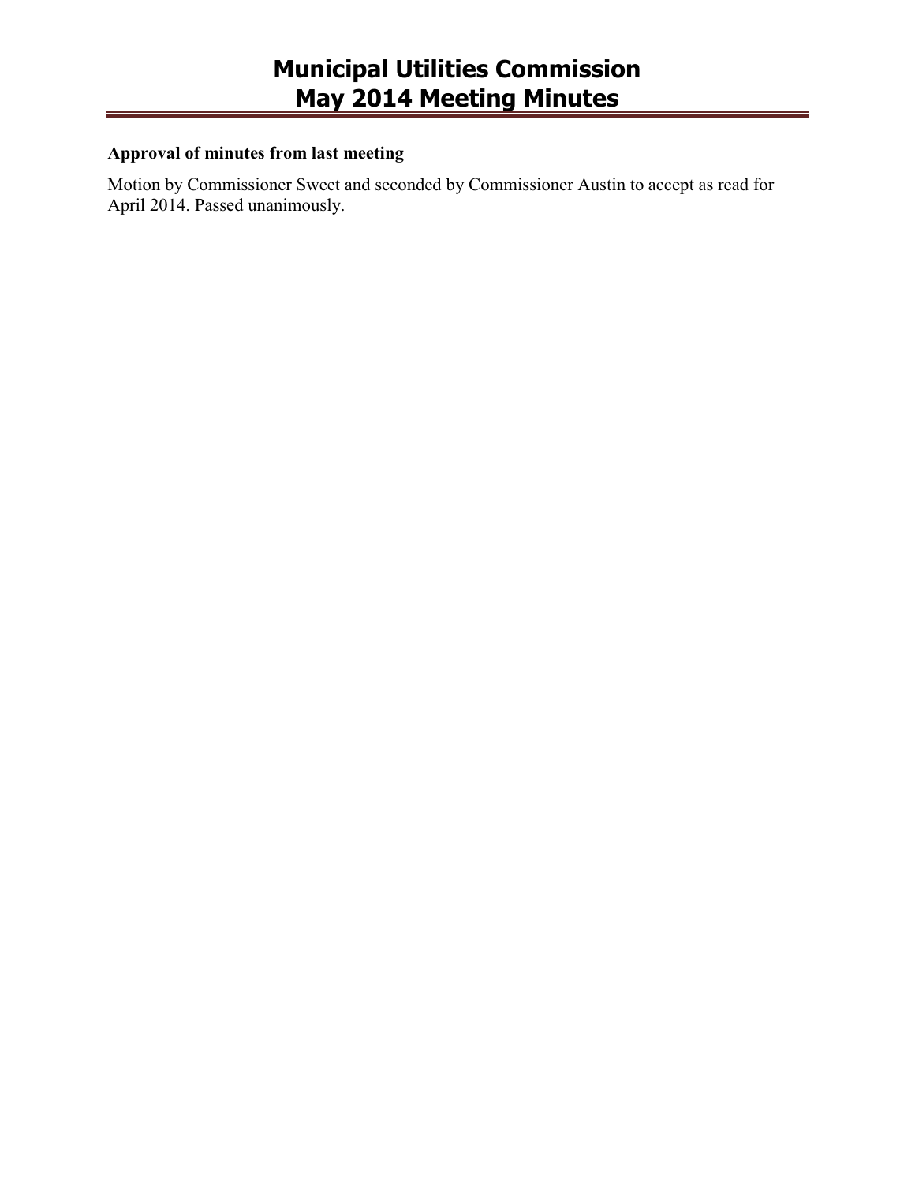**Approval of minutes from last meeting**

Motion by Commissioner Sweet and seconded by Commissioner Austin to accept as read for April 2014. Passed unanimously.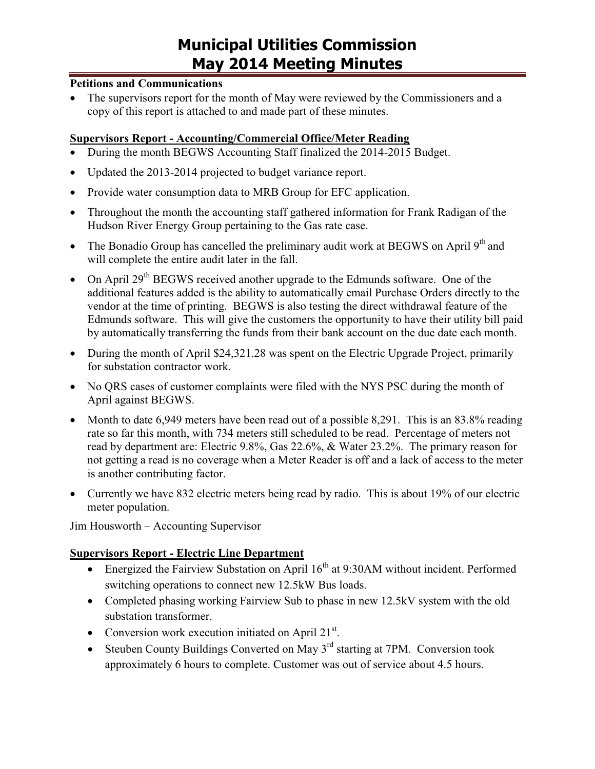# Municipal Utilities Commission
# May 2014 Meeting Minutes

**Petitions and Communications**

- The supervisors report for the month of May were reviewed by the Commissioners and a copy of this report is attached to and made part of these minutes.

**Supervisors Report - Accounting/Commercial Office/Meter Reading**

- During the month BEGWS Accounting Staff finalized the 2014-2015 Budget.
- Updated the 2013-2014 projected to budget variance report.
- Provide water consumption data to MRB Group for EFC application.
- Throughout the month the accounting staff gathered information for Frank Radigan of the Hudson River Energy Group pertaining to the Gas rate case.
- The Bonadio Group has cancelled the preliminary audit work at BEGWS on April 9th and will complete the entire audit later in the fall.
- On April 29th BEGWS received another upgrade to the Edmunds software. One of the additional features added is the ability to automatically email Purchase Orders directly to the vendor at the time of printing. BEGWS is also testing the direct withdrawal feature of the Edmunds software. This will give the customers the opportunity to have their utility bill paid by automatically transferring the funds from their bank account on the due date each month.
- During the month of April $24,321.28 was spent on the Electric Upgrade Project, primarily for substation contractor work.
- No QRS cases of customer complaints were filed with the NYS PSC during the month of April against BEGWS.
- Month to date 6,949 meters have been read out of a possible 8,291. This is an 83.8% reading rate so far this month, with 734 meters still scheduled to be read. Percentage of meters not read by department are: Electric 9.8%, Gas 22.6%, & Water 23.2%. The primary reason for not getting a read is no coverage when a Meter Reader is off and a lack of access to the meter is another contributing factor.
- Currently we have 832 electric meters being read by radio. This is about 19% of our electric meter population.

Jim Housworth – Accounting Supervisor

**Supervisors Report - Electric Line Department**

- Energized the Fairview Substation on April 16th at 9:30AM without incident. Performed switching operations to connect new 12.5kW Bus loads.
- Completed phasing working Fairview Sub to phase in new 12.5kV system with the old substation transformer.
- Conversion work execution initiated on April 21st.
- Steuben County Buildings Converted on May 3rd starting at 7PM. Conversion took approximately 6 hours to complete. Customer was out of service about 4.5 hours.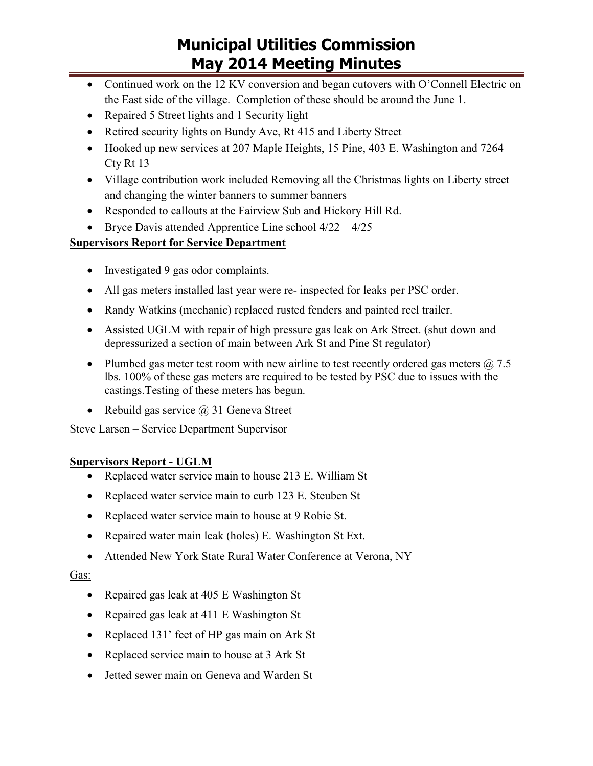- Continued work on the 12 KV conversion and began cutovers with O'Connell Electric on the East side of the village. Completion of these should be around the June 1.
- Repaired 5 Street lights and 1 Security light
- Retired security lights on Bundy Ave, Rt 415 and Liberty Street
- Hooked up new services at 207 Maple Heights, 15 Pine, 403 E. Washington and 7264 Cty Rt 13
- Village contribution work included Removing all the Christmas lights on Liberty street and changing the winter banners to summer banners
- Responded to callouts at the Fairview Sub and Hickory Hill Rd.
- Bryce Davis attended Apprentice Line school 4/22 – 4/25

**Supervisors Report for Service Department**

- Investigated 9 gas odor complaints.
- All gas meters installed last year were re- inspected for leaks per PSC order.
- Randy Watkins (mechanic) replaced rusted fenders and painted reel trailer.
- Assisted UGLM with repair of high pressure gas leak on Ark Street. (shut down and depressurized a section of main between Ark St and Pine St regulator)
- Plumbed gas meter test room with new airline to test recently ordered gas meters @ 7.5 lbs. 100% of these gas meters are required to be tested by PSC due to issues with the castings.Testing of these meters has begun.
- Rebuild gas service @ 31 Geneva Street

Steve Larsen – Service Department Supervisor

**Supervisors Report - UGLM**

- Replaced water service main to house 213 E. William St
- Replaced water service main to curb 123 E. Steuben St
- Replaced water service main to house at 9 Robie St.
- Repaired water main leak (holes) E. Washington St Ext.
- Attended New York State Rural Water Conference at Verona, NY

Gas:

- Repaired gas leak at 405 E Washington St
- Repaired gas leak at 411 E Washington St
- Replaced 131' feet of HP gas main on Ark St
- Replaced service main to house at 3 Ark St
- Jetted sewer main on Geneva and Warden St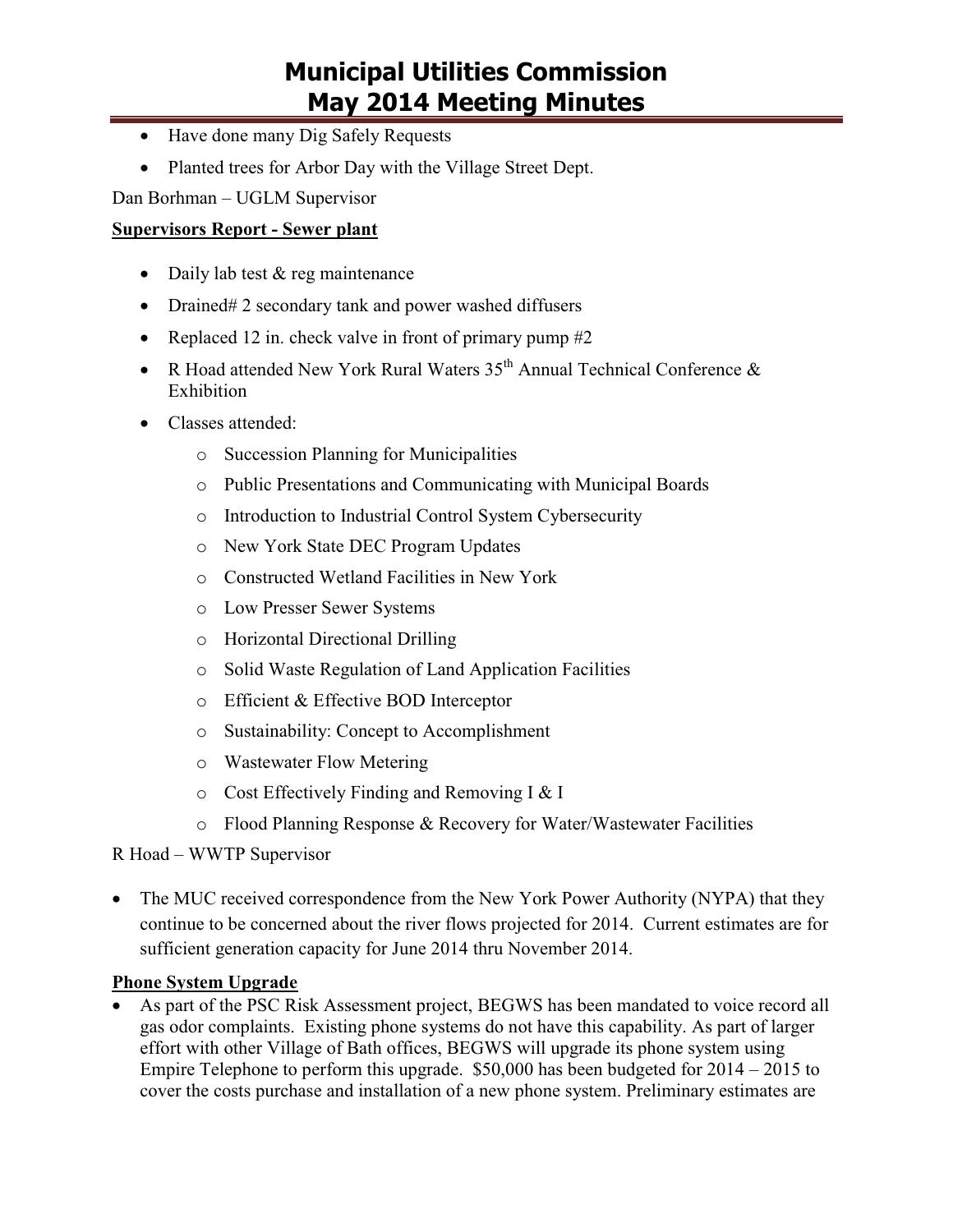- Have done many Dig Safely Requests
- Planted trees for Arbor Day with the Village Street Dept.

Dan Borhman – UGLM Supervisor

**Supervisors Report - Sewer plant**

- Daily lab test & reg maintenance
- Drained# 2 secondary tank and power washed diffusers
- Replaced 12 in. check valve in front of primary pump #2
- R Hoad attended New York Rural Waters 35th Annual Technical Conference & Exhibition
- Classes attended:
    - Succession Planning for Municipalities
    - Public Presentations and Communicating with Municipal Boards
    - Introduction to Industrial Control System Cybersecurity
    - New York State DEC Program Updates
    - Constructed Wetland Facilities in New York
    - Low Presser Sewer Systems
    - Horizontal Directional Drilling
    - Solid Waste Regulation of Land Application Facilities
    - Efficient & Effective BOD Interceptor
    - Sustainability: Concept to Accomplishment
    - Wastewater Flow Metering
    - Cost Effectively Finding and Removing I & I
    - Flood Planning Response & Recovery for Water/Wastewater Facilities

R Hoad – WWTP Supervisor

- The MUC received correspondence from the New York Power Authority (NYPA) that they continue to be concerned about the river flows projected for 2014. Current estimates are for sufficient generation capacity for June 2014 thru November 2014.

**Phone System Upgrade**

- As part of the PSC Risk Assessment project, BEGWS has been mandated to voice record all gas odor complaints. Existing phone systems do not have this capability. As part of larger effort with other Village of Bath offices, BEGWS will upgrade its phone system using Empire Telephone to perform this upgrade. $50,000 has been budgeted for 2014 – 2015 to cover the costs purchase and installation of a new phone system. Preliminary estimates are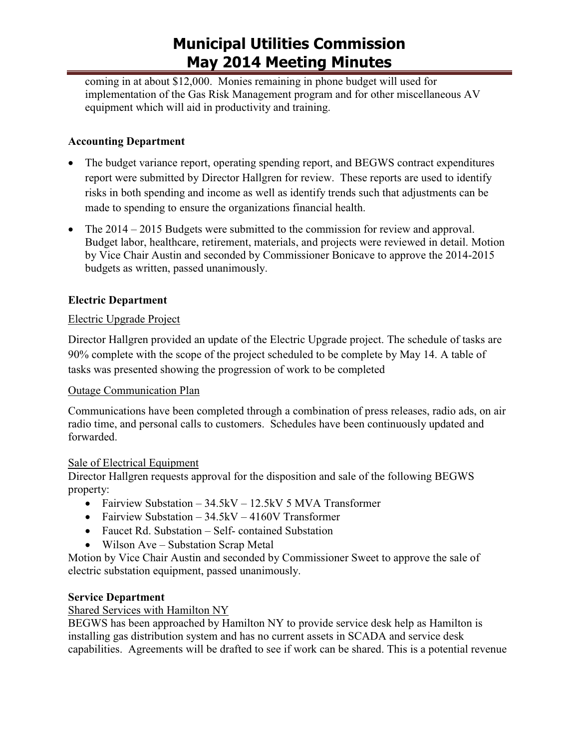coming in at about $12,000. Monies remaining in phone budget will used for implementation of the Gas Risk Management program and for other miscellaneous AV equipment which will aid in productivity and training.

**Accounting Department**

- The budget variance report, operating spending report, and BEGWS contract expenditures report were submitted by Director Hallgren for review. These reports are used to identify risks in both spending and income as well as identify trends such that adjustments can be made to spending to ensure the organizations financial health.
- The 2014 – 2015 Budgets were submitted to the commission for review and approval. Budget labor, healthcare, retirement, materials, and projects were reviewed in detail. Motion by Vice Chair Austin and seconded by Commissioner Bonicave to approve the 2014-2015 budgets as written, passed unanimously.

**Electric Department**

<u>Electric Upgrade Project</u>

Director Hallgren provided an update of the Electric Upgrade project. The schedule of tasks are 90% complete with the scope of the project scheduled to be complete by May 14. A table of tasks was presented showing the progression of work to be completed

<u>Outage Communication Plan</u>

Communications have been completed through a combination of press releases, radio ads, on air radio time, and personal calls to customers. Schedules have been continuously updated and forwarded.

<u>Sale of Electrical Equipment</u>

Director Hallgren requests approval for the disposition and sale of the following BEGWS property:

- Fairview Substation – 34.5kV – 12.5kV 5 MVA Transformer
- Fairview Substation – 34.5kV – 4160V Transformer
- Faucet Rd. Substation – Self- contained Substation
- Wilson Ave – Substation Scrap Metal

Motion by Vice Chair Austin and seconded by Commissioner Sweet to approve the sale of electric substation equipment, passed unanimously.

**Service Department**

<u>Shared Services with Hamilton NY</u>

BEGWS has been approached by Hamilton NY to provide service desk help as Hamilton is installing gas distribution system and has no current assets in SCADA and service desk capabilities. Agreements will be drafted to see if work can be shared. This is a potential revenue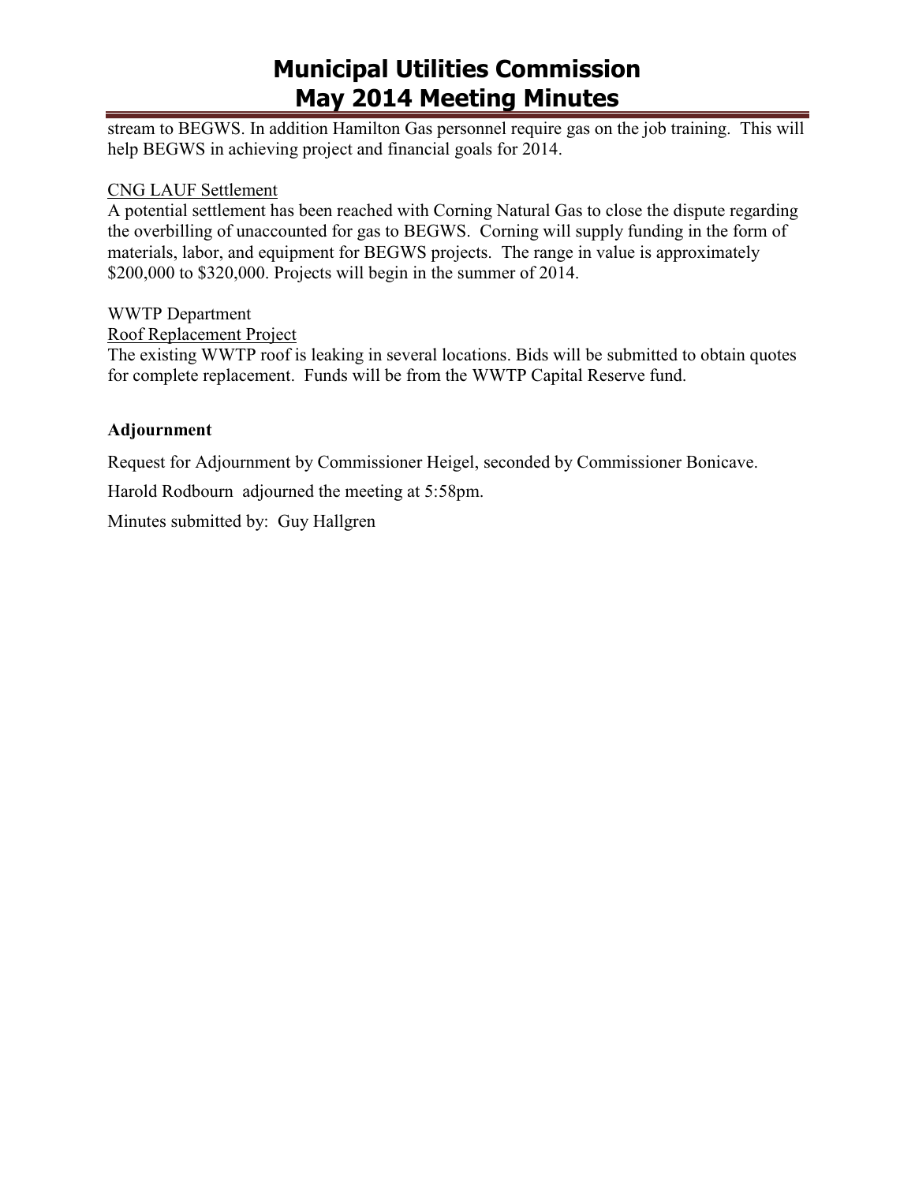stream to BEGWS. In addition Hamilton Gas personnel require gas on the job training. This will help BEGWS in achieving project and financial goals for 2014.

CNG LAUF Settlement

A potential settlement has been reached with Corning Natural Gas to close the dispute regarding the overbilling of unaccounted for gas to BEGWS. Corning will supply funding in the form of materials, labor, and equipment for BEGWS projects. The range in value is approximately $200,000 to $320,000. Projects will begin in the summer of 2014.

WWTP Department

Roof Replacement Project

The existing WWTP roof is leaking in several locations. Bids will be submitted to obtain quotes for complete replacement. Funds will be from the WWTP Capital Reserve fund.

**Adjournment**

Request for Adjournment by Commissioner Heigel, seconded by Commissioner Bonicave.

Harold Rodbourn adjourned the meeting at 5:58pm.

Minutes submitted by: Guy Hallgren